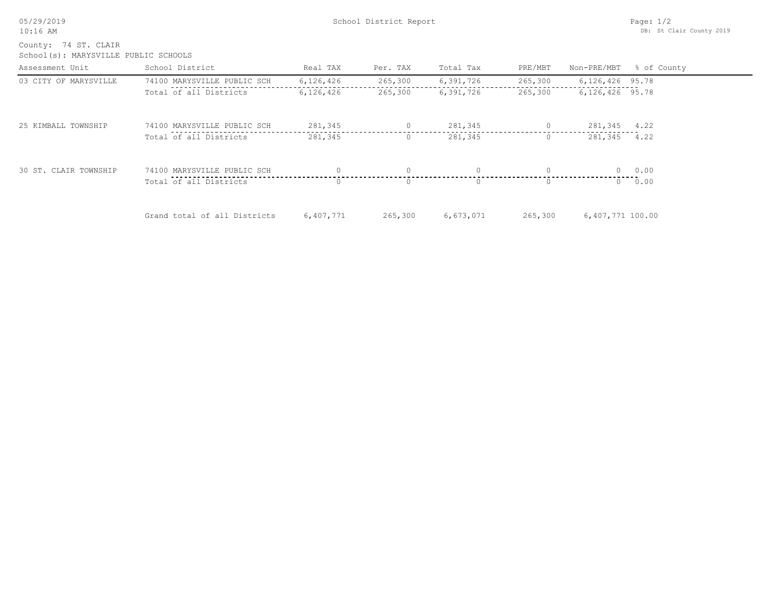School District Report

County: 74 ST. CLAIR
School(s): MARYSVILLE PUBLIC SCHOOLS

| Assessment Unit | School District | Real TAX | Per. TAX | Total Tax | PRE/MBT | Non-PRE/MBT | % of County |
|---|---|---|---|---|---|---|---|
| 03 CITY OF MARYSVILLE | 74100 MARYSVILLE PUBLIC SCH | 6,126,426 | 265,300 | 6,391,726 | 265,300 | 6,126,426 | 95.78 |
| | Total of all Districts | 6,126,426 | 265,300 | 6,391,726 | 265,300 | 6,126,426 | 95.78 |
| 25 KIMBALL TOWNSHIP | 74100 MARYSVILLE PUBLIC SCH | 281,345 | 0 | 281,345 | 0 | 281,345 | 4.22 |
| | Total of all Districts | 281,345 | 0 | 281,345 | 0 | 281,345 | 4.22 |
| 30 ST. CLAIR TOWNSHIP | 74100 MARYSVILLE PUBLIC SCH | 0 | 0 | 0 | 0 | 0 | 0.00 |
| | Total of all Districts | 0 | 0 | 0 | 0 | 0 | 0.00 |
| | Grand total of all Districts | 6,407,771 | 265,300 | 6,673,071 | 265,300 | 6,407,771 | 100.00 |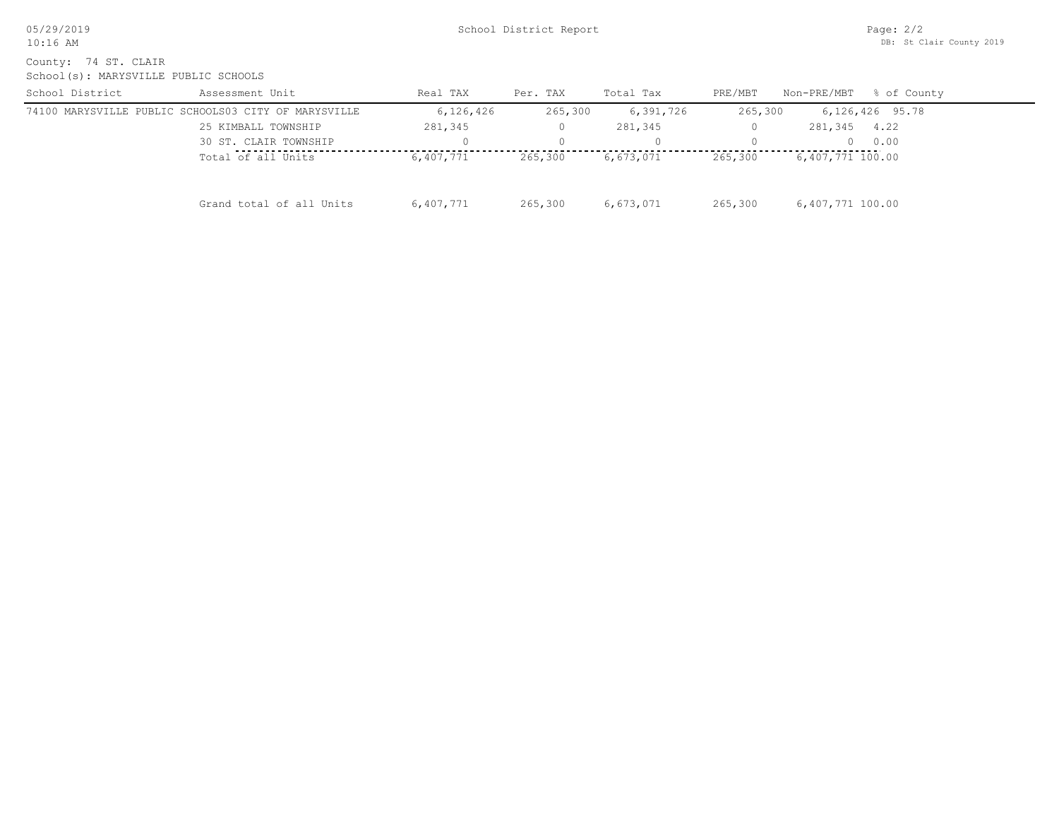School District Report

County: 74 ST. CLAIR

School(s): MARYSVILLE PUBLIC SCHOOLS

| School District | Assessment Unit | Real TAX | Per. TAX | Total Tax | PRE/MBT | Non-PRE/MBT | % of County |
|---|---|---|---|---|---|---|---|
| 74100 MARYSVILLE PUBLIC SCHOOLS | 03 CITY OF MARYSVILLE | 6,126,426 | 265,300 | 6,391,726 | 265,300 | 6,126,426 | 95.78 |
| | 25 KIMBALL TOWNSHIP | 281,345 | 0 | 281,345 | 0 | 281,345 | 4.22 |
| | 30 ST. CLAIR TOWNSHIP | 0 | 0 | 0 | 0 | 0 | 0.00 |
| | Total of all Units | 6,407,771 | 265,300 | 6,673,071 | 265,300 | 6,407,771 | 100.00 |
| | Grand total of all Units | 6,407,771 | 265,300 | 6,673,071 | 265,300 | 6,407,771 | 100.00 |